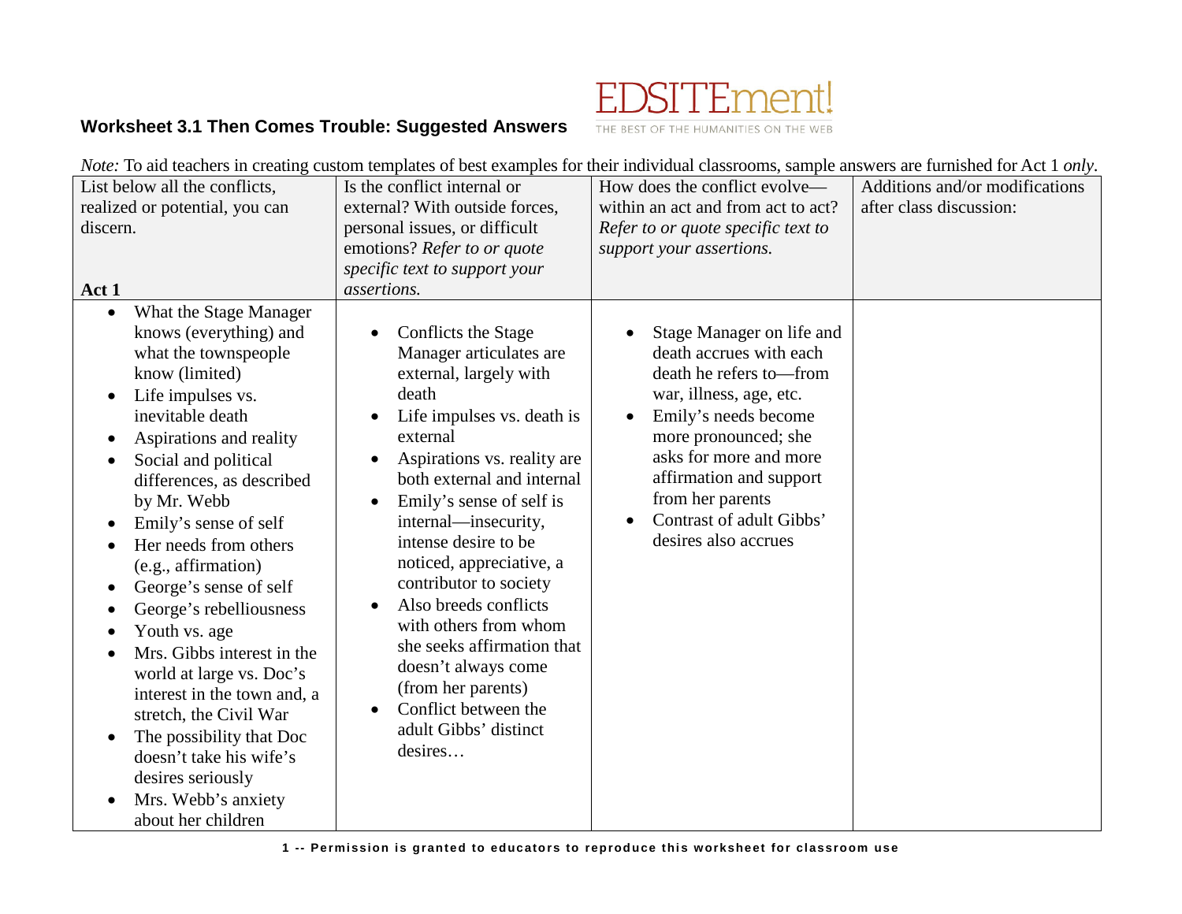**Worksheet 3.1 Then Comes Trouble: Suggested Answers**

EDSITEment! THE BEST OF THE HUMANITIES ON THE WEB

*Note:* To aid teachers in creating custom templates of best examples for their individual classrooms, sample answers are furnished for Act 1 *only*.

| List below all the conflicts, realized or potential, you can discern.<br><br>**Act 1** | Is the conflict internal or external? With outside forces, personal issues, or difficult emotions? *Refer to or quote specific text to support your assertions.* | How does the conflict evolve—within an act and from act to act? *Refer to or quote specific text to support your assertions.* | Additions and/or modifications after class discussion: |
|---|---|---|---|
| • What the Stage Manager knows (everything) and what the townspeople know (limited)<br>• Life impulses vs. inevitable death<br>• Aspirations and reality<br>• Social and political differences, as described by Mr. Webb<br>• Emily's sense of self<br>• Her needs from others (e.g., affirmation)<br>• George's sense of self<br>• George's rebelliousness<br>• Youth vs. age<br>• Mrs. Gibbs interest in the world at large vs. Doc's interest in the town and, a stretch, the Civil War<br>• The possibility that Doc doesn't take his wife's desires seriously<br>• Mrs. Webb's anxiety about her children | • Conflicts the Stage Manager articulates are external, largely with death<br>• Life impulses vs. death is external<br>• Aspirations vs. reality are both external and internal<br>• Emily's sense of self is internal—insecurity, intense desire to be noticed, appreciative, a contributor to society<br>• Also breeds conflicts with others from whom she seeks affirmation that doesn't always come (from her parents)<br>• Conflict between the adult Gibbs' distinct desires… | • Stage Manager on life and death accrues with each death he refers to—from war, illness, age, etc.<br>• Emily's needs become more pronounced; she asks for more and more affirmation and support from her parents<br>• Contrast of adult Gibbs' desires also accrues | |

**1 -- Permission is granted to educators to reproduce this worksheet for classroom use**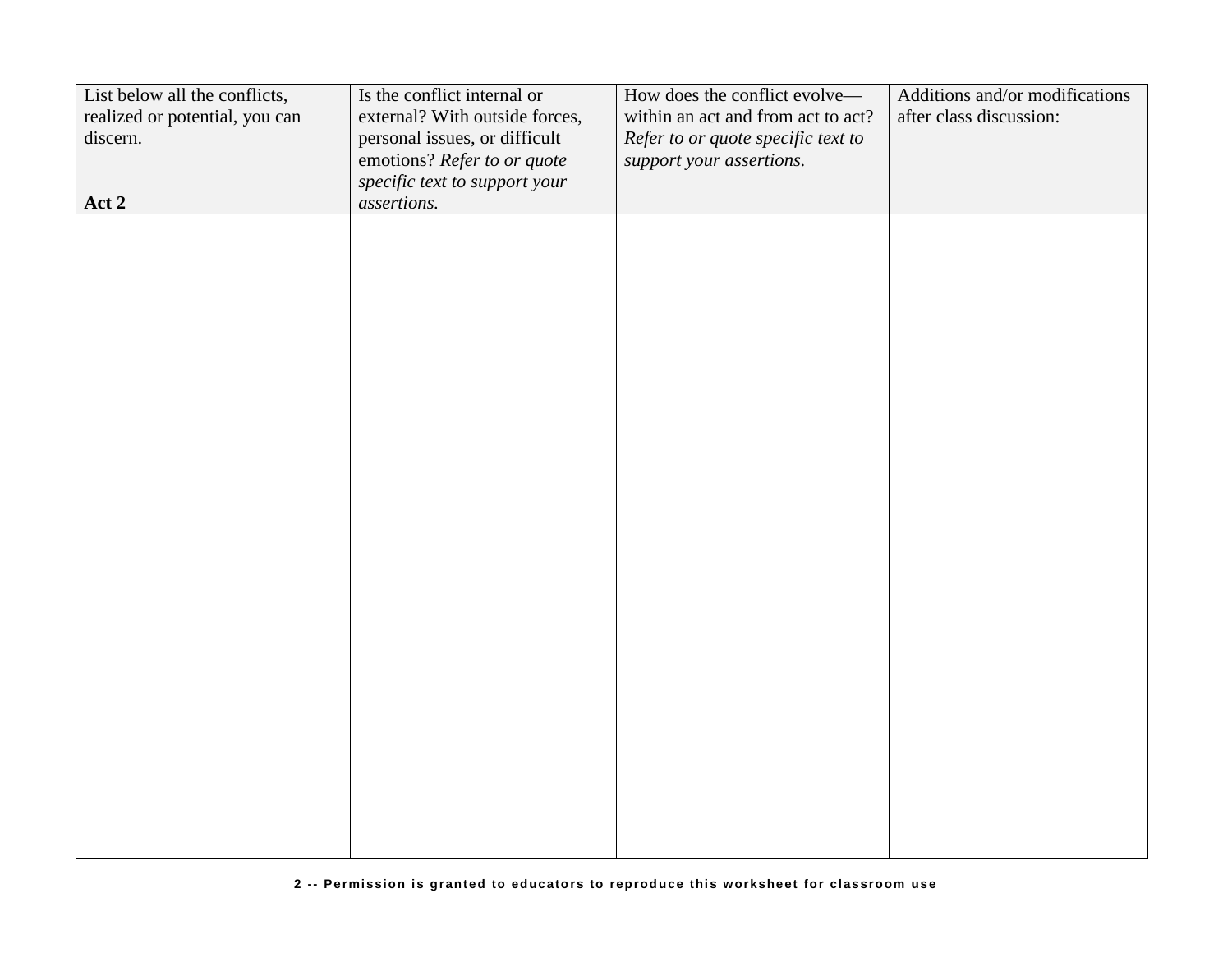| List below all the conflicts, realized or potential, you can discern.<br><br>**Act 2** | Is the conflict internal or external? With outside forces, personal issues, or difficult emotions? *Refer to or quote specific text to support your assertions.* | How does the conflict evolve—within an act and from act to act? *Refer to or quote specific text to support your assertions.* | Additions and/or modifications after class discussion: |
|---|---|---|---|
| | | | |

**2 -- Permission is granted to educators to reproduce this worksheet for classroom use**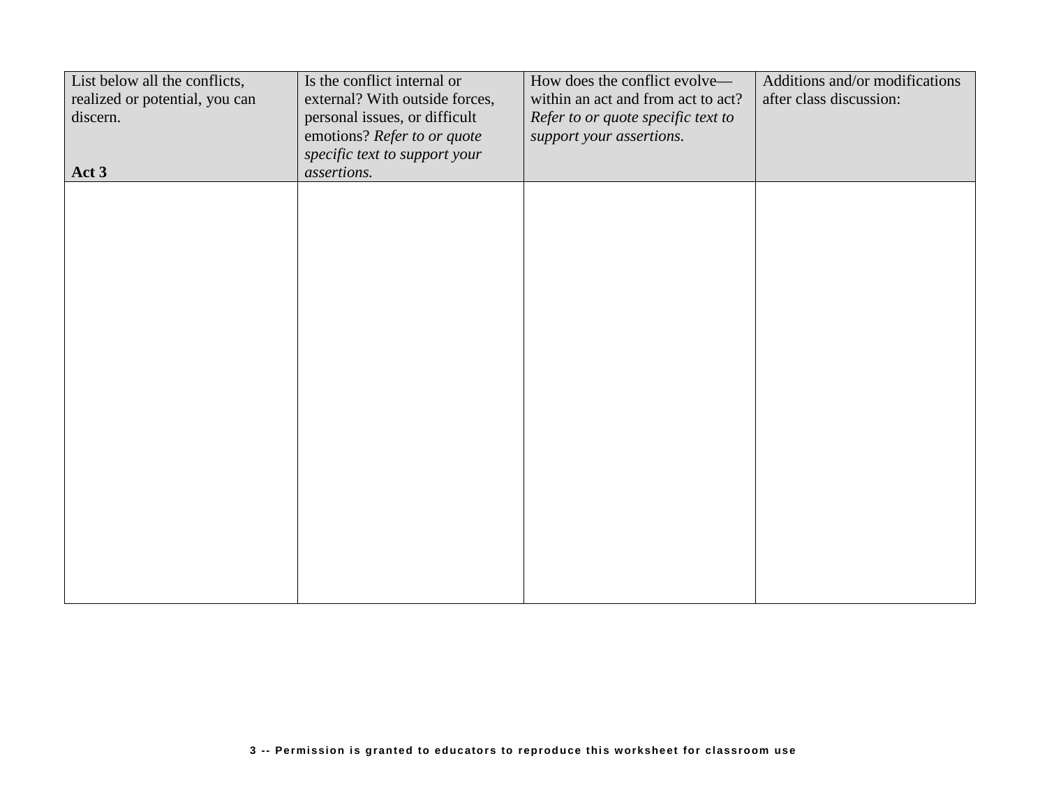| List below all the conflicts, realized or potential, you can discern.<br><br>**Act 3** | Is the conflict internal or external? With outside forces, personal issues, or difficult emotions? *Refer to or quote specific text to support your assertions.* | How does the conflict evolve—within an act and from act to act? *Refer to or quote specific text to support your assertions.* | Additions and/or modifications after class discussion: |
| --- | --- | --- | --- |
| | | | |

**Permission is granted to educators to reproduce this worksheet for classroom use**